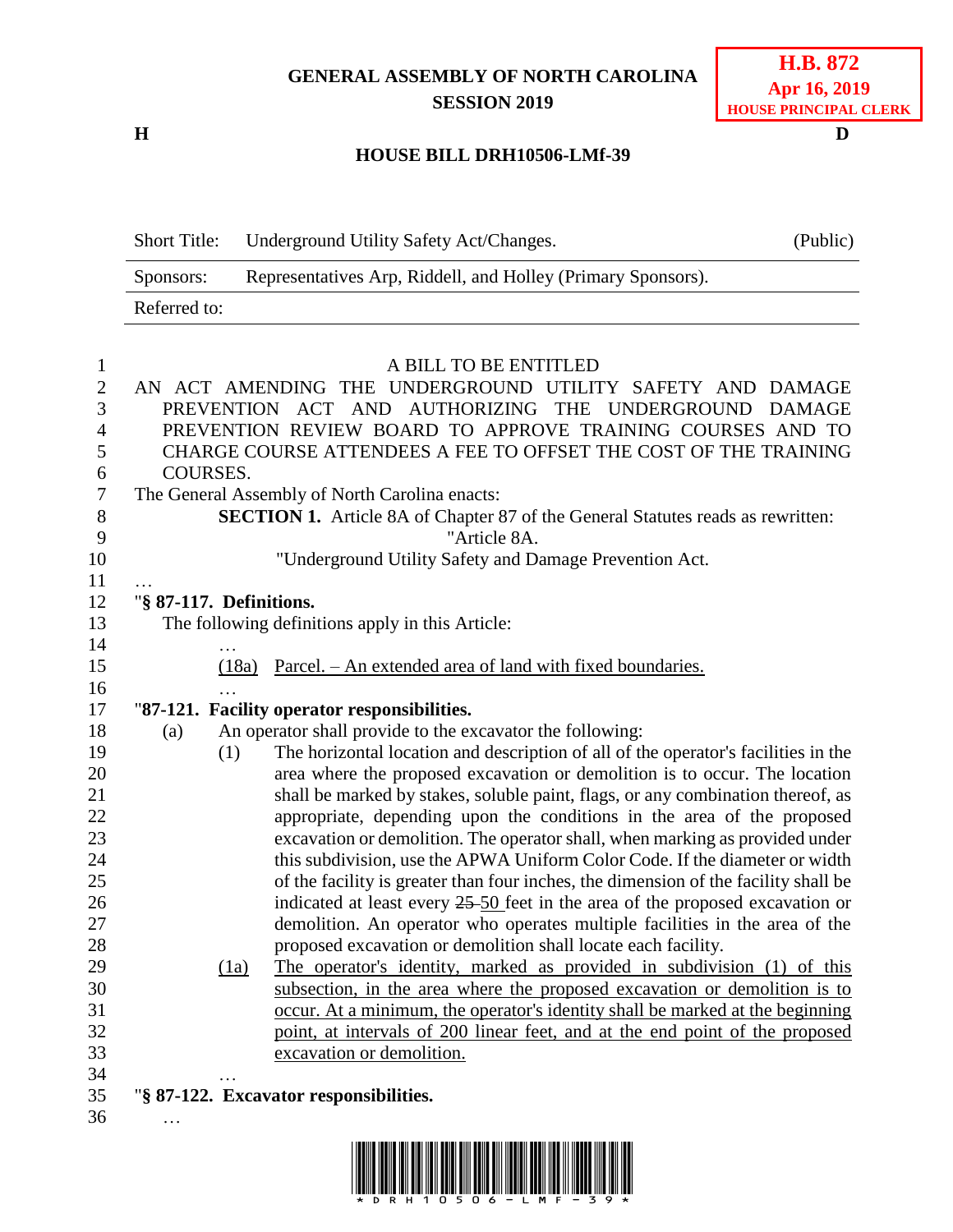**GENERAL ASSEMBLY OF NORTH CAROLINA**
**SESSION 2019**

**H.B. 872**
**Apr 16, 2019**
**HOUSE PRINCIPAL CLERK**

**H** **D**

**HOUSE BILL DRH10506-LMf-39**

| Short Title: | Underground Utility Safety Act/Changes. | (Public) |
|---|---|---|
| Sponsors: | Representatives Arp, Riddell, and Holley (Primary Sponsors). | |
| Referred to: | | |

A BILL TO BE ENTITLED

AN ACT AMENDING THE UNDERGROUND UTILITY SAFETY AND DAMAGE PREVENTION ACT AND AUTHORIZING THE UNDERGROUND DAMAGE PREVENTION REVIEW BOARD TO APPROVE TRAINING COURSES AND TO CHARGE COURSE ATTENDEES A FEE TO OFFSET THE COST OF THE TRAINING COURSES.

The General Assembly of North Carolina enacts:

**SECTION 1.** Article 8A of Chapter 87 of the General Statutes reads as rewritten:

"Article 8A.

"Underground Utility Safety and Damage Prevention Act.

…

"**§ 87-117. Definitions.**

The following definitions apply in this Article:

…

(18a) Parcel. – An extended area of land with fixed boundaries.

…

"**87-121. Facility operator responsibilities.**

(a) An operator shall provide to the excavator the following:

(1) The horizontal location and description of all of the operator's facilities in the area where the proposed excavation or demolition is to occur. The location shall be marked by stakes, soluble paint, flags, or any combination thereof, as appropriate, depending upon the conditions in the area of the proposed excavation or demolition. The operator shall, when marking as provided under this subdivision, use the APWA Uniform Color Code. If the diameter or width of the facility is greater than four inches, the dimension of the facility shall be indicated at least every ~~25~~ 50 feet in the area of the proposed excavation or demolition. An operator who operates multiple facilities in the area of the proposed excavation or demolition shall locate each facility.

(1a) The operator's identity, marked as provided in subdivision (1) of this subsection, in the area where the proposed excavation or demolition is to occur. At a minimum, the operator's identity shall be marked at the beginning point, at intervals of 200 linear feet, and at the end point of the proposed excavation or demolition.

…

"**§ 87-122. Excavator responsibilities.**

…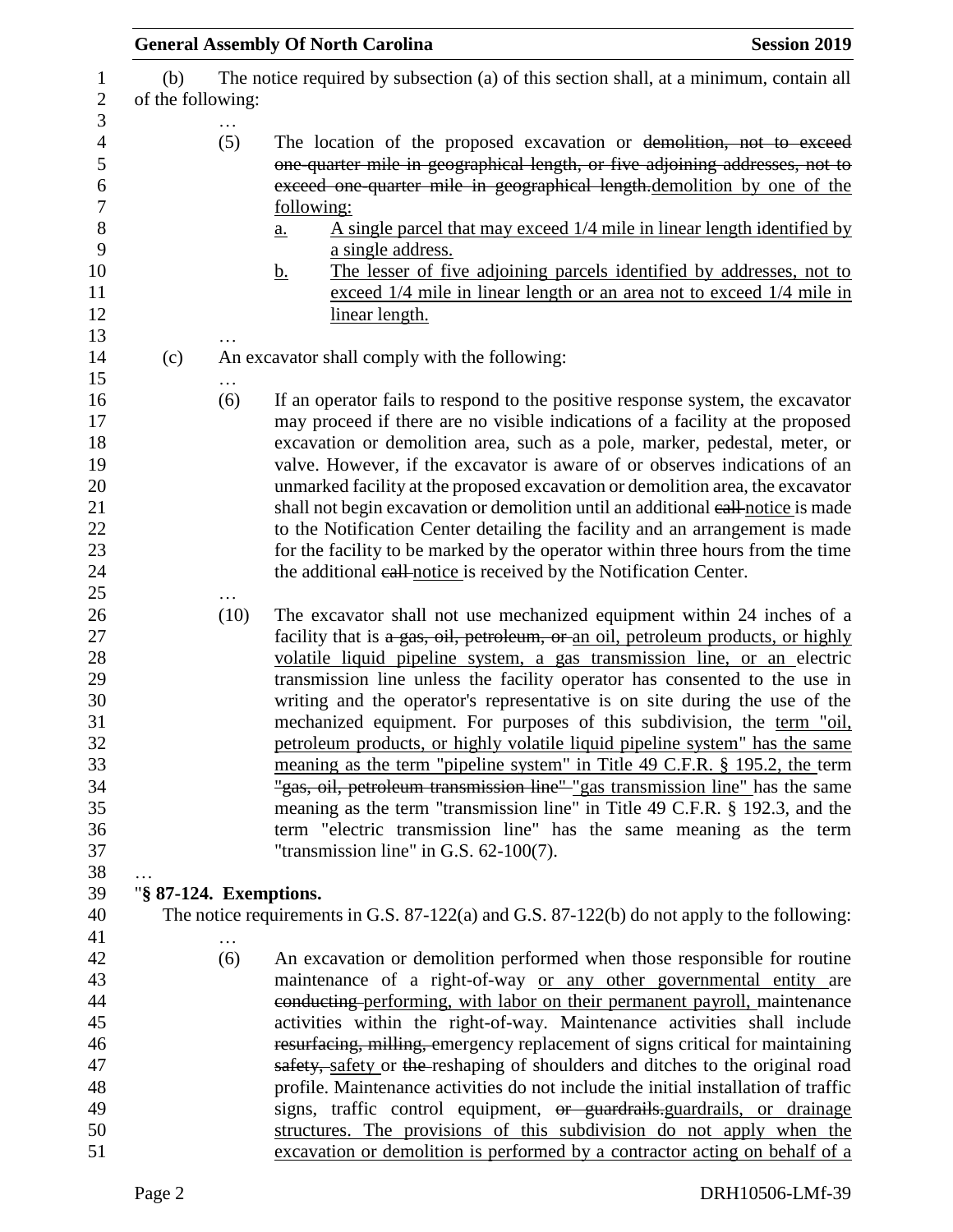(b) The notice required by subsection (a) of this section shall, at a minimum, contain all of the following:

…

(5) The location of the proposed excavation or ~~demolition, not to exceed one-quarter mile in geographical length, or five adjoining addresses, not to exceed one-quarter mile in geographical length.~~<u>demolition by one of the following:</u>

<u>a. A single parcel that may exceed 1/4 mile in linear length identified by a single address.</u>

<u>b. The lesser of five adjoining parcels identified by addresses, not to exceed 1/4 mile in linear length or an area not to exceed 1/4 mile in linear length.</u>

…

(c) An excavator shall comply with the following:

…

(6) If an operator fails to respond to the positive response system, the excavator may proceed if there are no visible indications of a facility at the proposed excavation or demolition area, such as a pole, marker, pedestal, meter, or valve. However, if the excavator is aware of or observes indications of an unmarked facility at the proposed excavation or demolition area, the excavator shall not begin excavation or demolition until an additional ~~call~~ <u>notice</u> is made to the Notification Center detailing the facility and an arrangement is made for the facility to be marked by the operator within three hours from the time the additional ~~call~~ <u>notice</u> is received by the Notification Center.

…

(10) The excavator shall not use mechanized equipment within 24 inches of a facility that is ~~a gas, oil, petroleum, or~~ <u>an oil, petroleum products, or highly volatile liquid pipeline system, a gas transmission line, or an</u> electric transmission line unless the facility operator has consented to the use in writing and the operator's representative is on site during the use of the mechanized equipment. For purposes of this subdivision, the <u>term "oil, petroleum products, or highly volatile liquid pipeline system" has the same meaning as the term "pipeline system" in Title 49 C.F.R. § 195.2, the</u> term ~~"gas, oil, petroleum transmission line"~~ <u>"gas transmission line"</u> has the same meaning as the term "transmission line" in Title 49 C.F.R. § 192.3, and the term "electric transmission line" has the same meaning as the term "transmission line" in G.S. 62-100(7).

…

"**§ 87-124. Exemptions.**

The notice requirements in G.S. 87-122(a) and G.S. 87-122(b) do not apply to the following:

…

(6) An excavation or demolition performed when those responsible for routine maintenance of a right-of-way <u>or any other governmental entity</u> are ~~conducting~~ <u>performing, with labor on their permanent payroll,</u> maintenance activities within the right-of-way. Maintenance activities shall include ~~resurfacing, milling,~~ emergency replacement of signs critical for maintaining ~~safety,~~ <u>safety or</u> ~~the~~ reshaping of shoulders and ditches to the original road profile. Maintenance activities do not include the initial installation of traffic signs, traffic control equipment, ~~or guardrails.~~<u>guardrails, or drainage structures. The provisions of this subdivision do not apply when the excavation or demolition is performed by a contractor acting on behalf of a</u>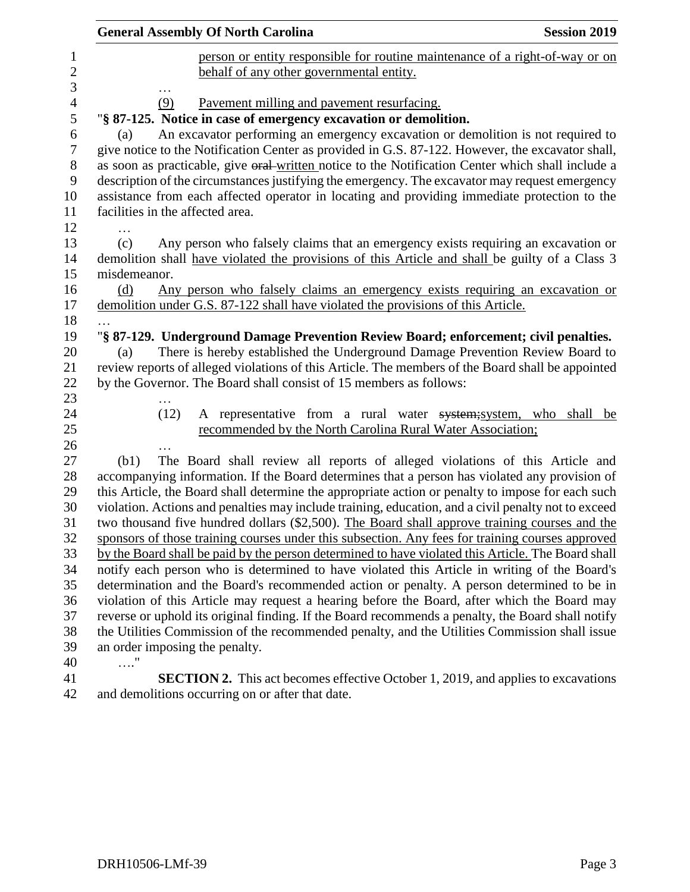person or entity responsible for routine maintenance of a right-of-way or on behalf of any other governmental entity.

…

(9) Pavement milling and pavement resurfacing.

"**§ 87-125. Notice in case of emergency excavation or demolition.**

(a) An excavator performing an emergency excavation or demolition is not required to give notice to the Notification Center as provided in G.S. 87-122. However, the excavator shall, as soon as practicable, give ~~oral~~ written notice to the Notification Center which shall include a description of the circumstances justifying the emergency. The excavator may request emergency assistance from each affected operator in locating and providing immediate protection to the facilities in the affected area.

…

(c) Any person who falsely claims that an emergency exists requiring an excavation or demolition shall have violated the provisions of this Article and shall be guilty of a Class 3 misdemeanor.

(d) Any person who falsely claims an emergency exists requiring an excavation or demolition under G.S. 87-122 shall have violated the provisions of this Article.

…

"**§ 87-129. Underground Damage Prevention Review Board; enforcement; civil penalties.**

(a) There is hereby established the Underground Damage Prevention Review Board to review reports of alleged violations of this Article. The members of the Board shall be appointed by the Governor. The Board shall consist of 15 members as follows:

…

(12) A representative from a rural water ~~system;~~system, who shall be recommended by the North Carolina Rural Water Association;

…

(b1) The Board shall review all reports of alleged violations of this Article and accompanying information. If the Board determines that a person has violated any provision of this Article, the Board shall determine the appropriate action or penalty to impose for each such violation. Actions and penalties may include training, education, and a civil penalty not to exceed two thousand five hundred dollars ($2,500). The Board shall approve training courses and the sponsors of those training courses under this subsection. Any fees for training courses approved by the Board shall be paid by the person determined to have violated this Article. The Board shall notify each person who is determined to have violated this Article in writing of the Board's determination and the Board's recommended action or penalty. A person determined to be in violation of this Article may request a hearing before the Board, after which the Board may reverse or uphold its original finding. If the Board recommends a penalty, the Board shall notify the Utilities Commission of the recommended penalty, and the Utilities Commission shall issue an order imposing the penalty.

…."

**SECTION 2.** This act becomes effective October 1, 2019, and applies to excavations and demolitions occurring on or after that date.